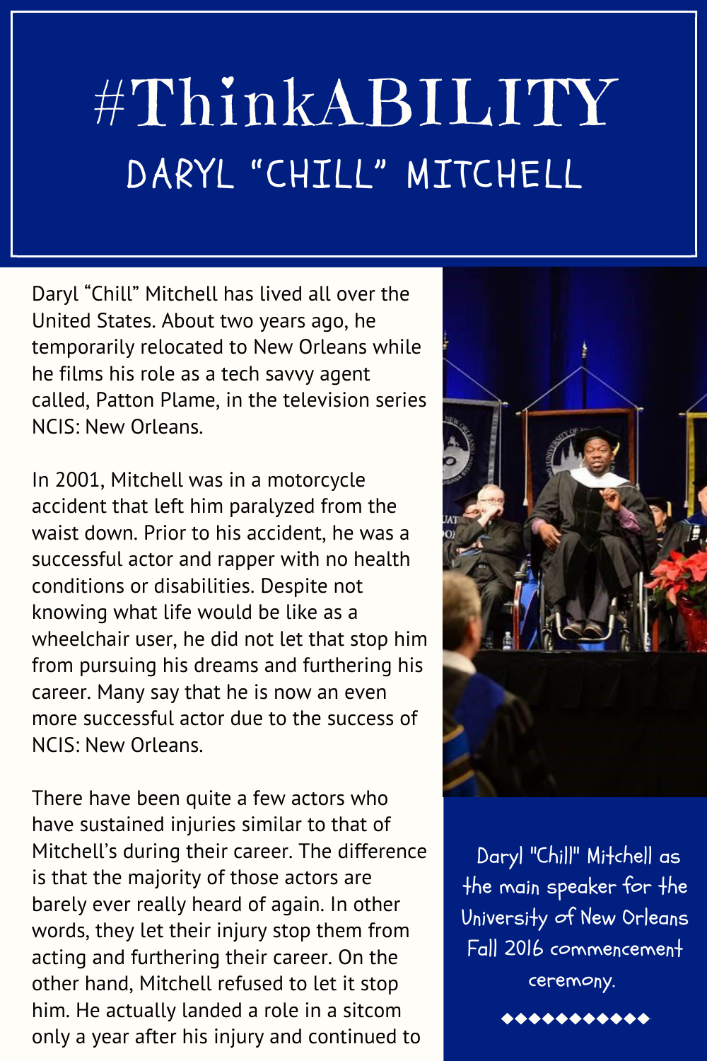# #ThinkABILITY

## DARYL "CHILL" MITCHELL

Daryl "Chill" Mitchell has lived all over the United States. About two years ago, he temporarily relocated to New Orleans while he films his role as a tech savvy agent called, Patton Plame, in the television series NCIS: New Orleans.

In 2001, Mitchell was in a motorcycle accident that left him paralyzed from the waist down. Prior to his accident, he was a successful actor and rapper with no health conditions or disabilities. Despite not knowing what life would be like as a wheelchair user, he did not let that stop him from pursuing his dreams and furthering his career. Many say that he is now an even more successful actor due to the success of NCIS: New Orleans.

There have been quite a few actors who have sustained injuries similar to that of Mitchell's during their career. The difference is that the majority of those actors are barely ever really heard of again. In other words, they let their injury stop them from acting and furthering their career. On the other hand, Mitchell refused to let it stop him. He actually landed a role in a sitcom only a year after his injury and continued to

Daryl "Chill" Mitchell as the main speaker for the University of New Orleans Fall 2016 commencement ceremony.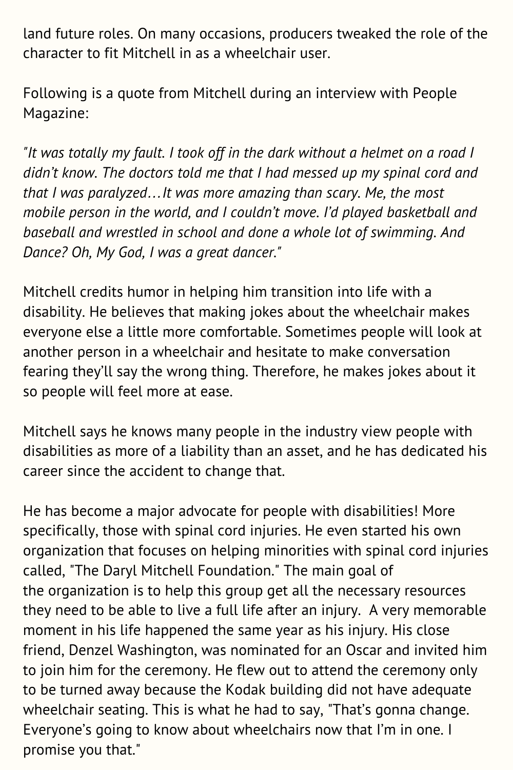land future roles. On many occasions, producers tweaked the role of the character to fit Mitchell in as a wheelchair user.

Following is a quote from Mitchell during an interview with People Magazine:

*"It was totally my fault. I took off in the dark without a helmet on a road I didn't know. The doctors told me that I had messed up my spinal cord and that I was paralyzed…It was more amazing than scary. Me, the most mobile person in the world, and I couldn't move. I'd played basketball and baseball and wrestled in school and done a whole lot of swimming. And Dance? Oh, My God, I was a great dancer."*

Mitchell credits humor in helping him transition into life with a disability. He believes that making jokes about the wheelchair makes everyone else a little more comfortable. Sometimes people will look at another person in a wheelchair and hesitate to make conversation fearing they'll say the wrong thing. Therefore, he makes jokes about it so people will feel more at ease.

Mitchell says he knows many people in the industry view people with disabilities as more of a liability than an asset, and he has dedicated his career since the accident to change that.

He has become a major advocate for people with disabilities! More specifically, those with spinal cord injuries. He even started his own organization that focuses on helping minorities with spinal cord injuries called, "The Daryl Mitchell Foundation." The main goal of the organization is to help this group get all the necessary resources they need to be able to live a full life after an injury. A very memorable moment in his life happened the same year as his injury. His close friend, Denzel Washington, was nominated for an Oscar and invited him to join him for the ceremony. He flew out to attend the ceremony only to be turned away because the Kodak building did not have adequate wheelchair seating. This is what he had to say, "That's gonna change. Everyone's going to know about wheelchairs now that I'm in one. I promise you that."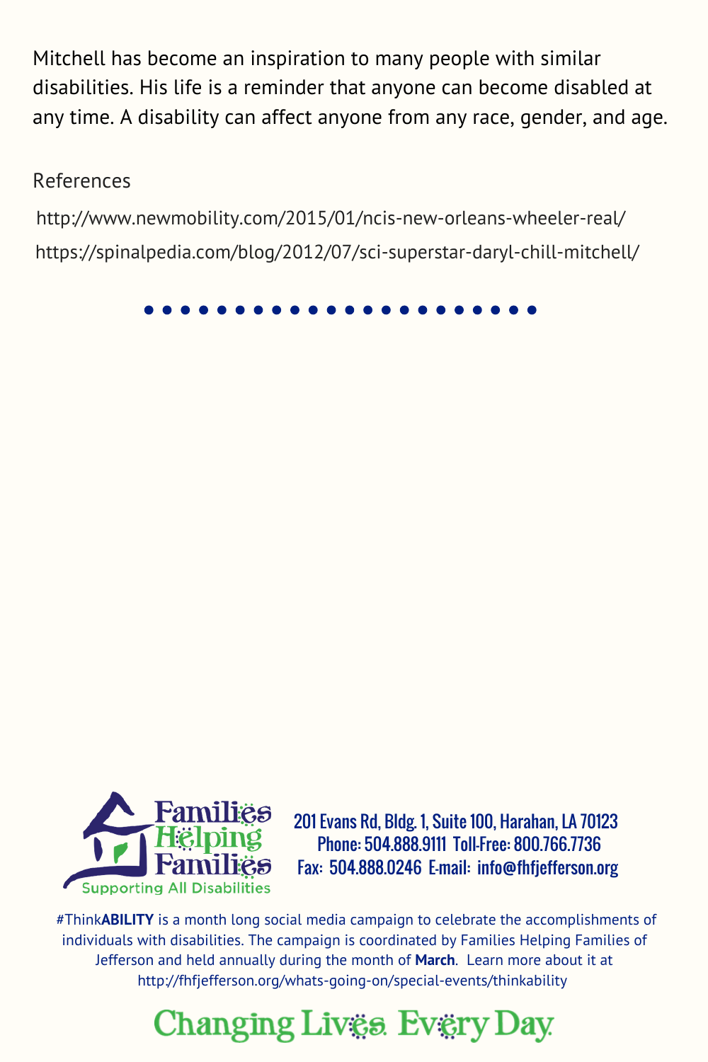Mitchell has become an inspiration to many people with similar disabilities. His life is a reminder that anyone can become disabled at any time. A disability can affect anyone from any race, gender, and age.

References

http://www.newmobility.com/2015/01/ncis-new-orleans-wheeler-real/

https://spinalpedia.com/blog/2012/07/sci-superstar-daryl-chill-mitchell/

Families Helping Families
Supporting All Disabilities

201 Evans Rd, Bldg. 1, Suite 100, Harahan, LA 70123
Phone: 504.888.9111 Toll-Free: 800.766.7736
Fax: 504.888.0246 E-mail: info@fhfjefferson.org

#Think**ABILITY** is a month long social media campaign to celebrate the accomplishments of individuals with disabilities. The campaign is coordinated by Families Helping Families of Jefferson and held annually during the month of **March**. Learn more about it at http://fhfjefferson.org/whats-going-on/special-events/thinkability

Changing Lives Every Day